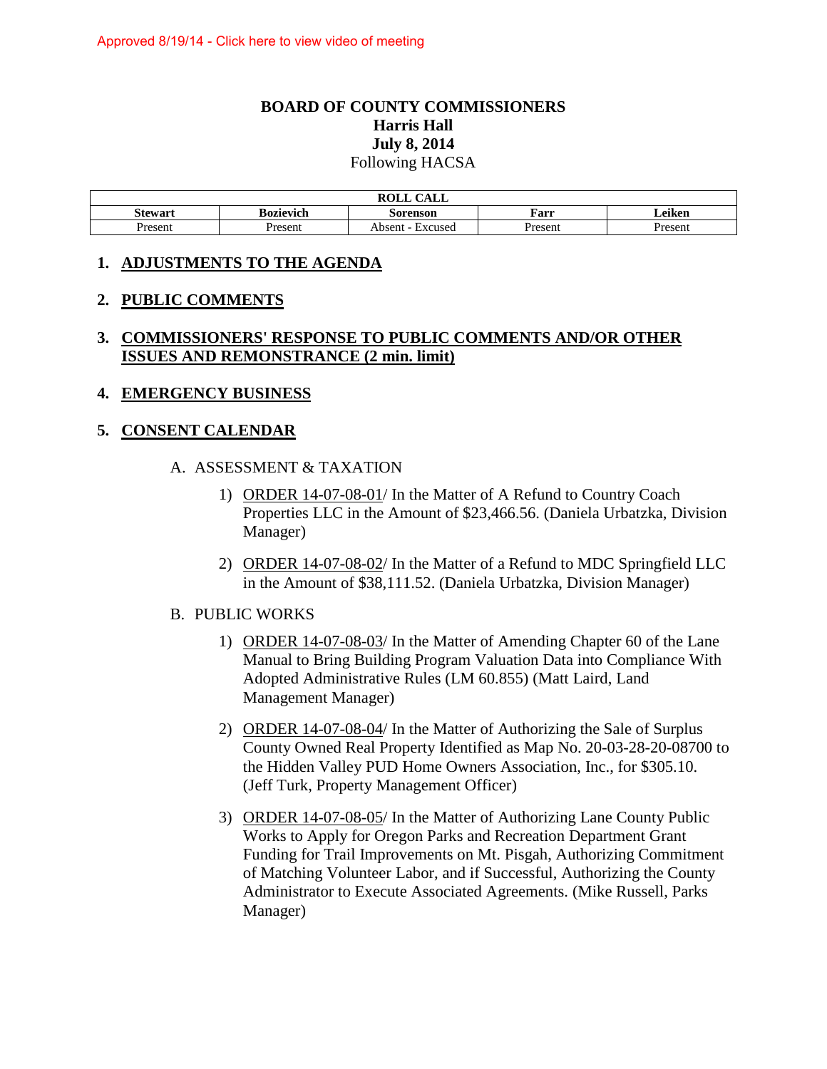Approved 8/19/14 - Click here to view video of meeting

# BOARD OF COUNTY COMMISSIONERS
## Harris Hall
## July 8, 2014
Following HACSA

| ROLL CALL | | | | |
|---|---|---|---|---|
| **Stewart** | **Bozievich** | **Sorenson** | **Farr** | **Leiken** |
| Present | Present | Absent - Excused | Present | Present |

## 1. ADJUSTMENTS TO THE AGENDA

## 2. PUBLIC COMMENTS

## 3. COMMISSIONERS' RESPONSE TO PUBLIC COMMENTS AND/OR OTHER ISSUES AND REMONSTRANCE (2 min. limit)

## 4. EMERGENCY BUSINESS

## 5. CONSENT CALENDAR

A. ASSESSMENT & TAXATION

1) ORDER 14-07-08-01/ In the Matter of A Refund to Country Coach Properties LLC in the Amount of $23,466.56. (Daniela Urbatzka, Division Manager)

2) ORDER 14-07-08-02/ In the Matter of a Refund to MDC Springfield LLC in the Amount of $38,111.52. (Daniela Urbatzka, Division Manager)

B. PUBLIC WORKS

1) ORDER 14-07-08-03/ In the Matter of Amending Chapter 60 of the Lane Manual to Bring Building Program Valuation Data into Compliance With Adopted Administrative Rules (LM 60.855) (Matt Laird, Land Management Manager)

2) ORDER 14-07-08-04/ In the Matter of Authorizing the Sale of Surplus County Owned Real Property Identified as Map No. 20-03-28-20-08700 to the Hidden Valley PUD Home Owners Association, Inc., for $305.10. (Jeff Turk, Property Management Officer)

3) ORDER 14-07-08-05/ In the Matter of Authorizing Lane County Public Works to Apply for Oregon Parks and Recreation Department Grant Funding for Trail Improvements on Mt. Pisgah, Authorizing Commitment of Matching Volunteer Labor, and if Successful, Authorizing the County Administrator to Execute Associated Agreements. (Mike Russell, Parks Manager)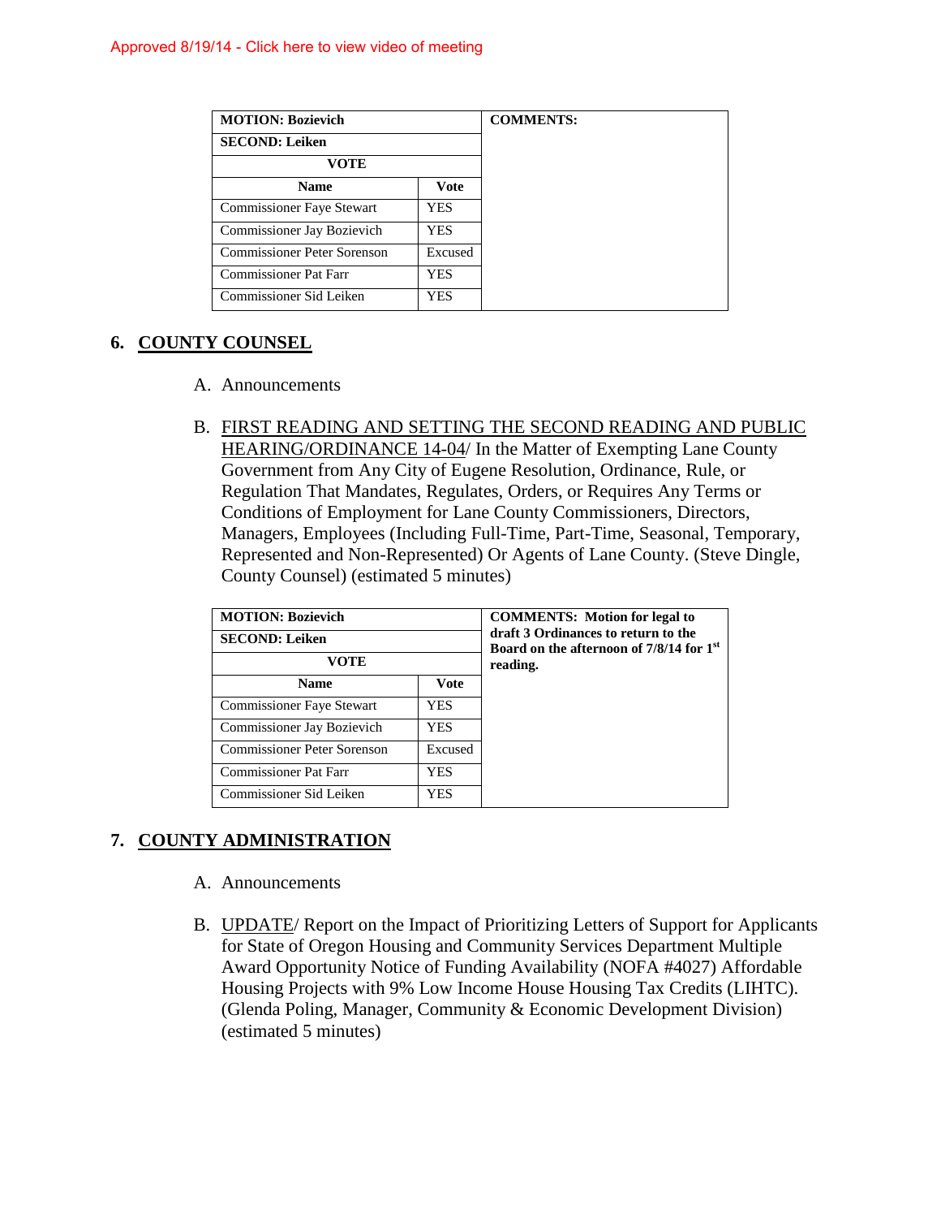Approved 8/19/14 - Click here to view video of meeting

| MOTION: Bozievich | | COMMENTS: |
|---|---|---|
| SECOND: Leiken | | |
| VOTE | | |
| Name | Vote | |
| Commissioner Faye Stewart | YES | |
| Commissioner Jay Bozievich | YES | |
| Commissioner Peter Sorenson | Excused | |
| Commissioner Pat Farr | YES | |
| Commissioner Sid Leiken | YES | |

## 6. COUNTY COUNSEL

A. Announcements

B. FIRST READING AND SETTING THE SECOND READING AND PUBLIC HEARING/ORDINANCE 14-04/ In the Matter of Exempting Lane County Government from Any City of Eugene Resolution, Ordinance, Rule, or Regulation That Mandates, Regulates, Orders, or Requires Any Terms or Conditions of Employment for Lane County Commissioners, Directors, Managers, Employees (Including Full-Time, Part-Time, Seasonal, Temporary, Represented and Non-Represented) Or Agents of Lane County. (Steve Dingle, County Counsel) (estimated 5 minutes)

| MOTION: Bozievich | | COMMENTS: Motion for legal to draft 3 Ordinances to return to the Board on the afternoon of 7/8/14 for 1st reading. |
|---|---|---|
| SECOND: Leiken | | |
| VOTE | | |
| Name | Vote | |
| Commissioner Faye Stewart | YES | |
| Commissioner Jay Bozievich | YES | |
| Commissioner Peter Sorenson | Excused | |
| Commissioner Pat Farr | YES | |
| Commissioner Sid Leiken | YES | |

## 7. COUNTY ADMINISTRATION

A. Announcements

B. UPDATE/ Report on the Impact of Prioritizing Letters of Support for Applicants for State of Oregon Housing and Community Services Department Multiple Award Opportunity Notice of Funding Availability (NOFA #4027) Affordable Housing Projects with 9% Low Income House Housing Tax Credits (LIHTC). (Glenda Poling, Manager, Community & Economic Development Division) (estimated 5 minutes)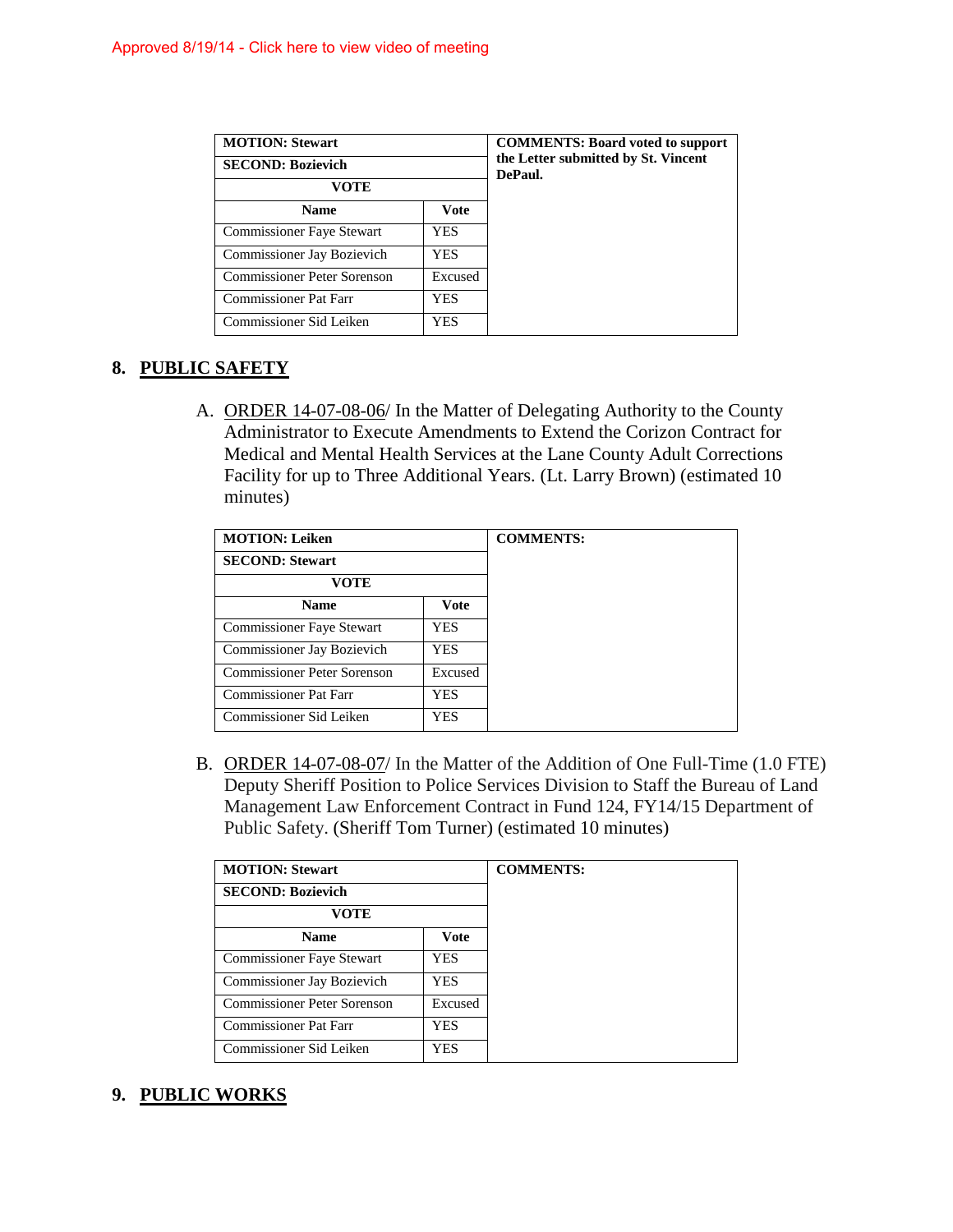Approved 8/19/14 - Click here to view video of meeting

| MOTION: Stewart | | COMMENTS: Board voted to support the Letter submitted by St. Vincent DePaul. |
|---|---|---|
| SECOND: Bozievich | | |
| VOTE | | |
| Name | Vote | |
| Commissioner Faye Stewart | YES | |
| Commissioner Jay Bozievich | YES | |
| Commissioner Peter Sorenson | Excused | |
| Commissioner Pat Farr | YES | |
| Commissioner Sid Leiken | YES | |

## 8. PUBLIC SAFETY

A. ORDER 14-07-08-06/ In the Matter of Delegating Authority to the County Administrator to Execute Amendments to Extend the Corizon Contract for Medical and Mental Health Services at the Lane County Adult Corrections Facility for up to Three Additional Years. (Lt. Larry Brown) (estimated 10 minutes)

| MOTION: Leiken | | COMMENTS: |
|---|---|---|
| SECOND: Stewart | | |
| VOTE | | |
| Name | Vote | |
| Commissioner Faye Stewart | YES | |
| Commissioner Jay Bozievich | YES | |
| Commissioner Peter Sorenson | Excused | |
| Commissioner Pat Farr | YES | |
| Commissioner Sid Leiken | YES | |

B. ORDER 14-07-08-07/ In the Matter of the Addition of One Full-Time (1.0 FTE) Deputy Sheriff Position to Police Services Division to Staff the Bureau of Land Management Law Enforcement Contract in Fund 124, FY14/15 Department of Public Safety. (Sheriff Tom Turner) (estimated 10 minutes)

| MOTION: Stewart | | COMMENTS: |
|---|---|---|
| SECOND: Bozievich | | |
| VOTE | | |
| Name | Vote | |
| Commissioner Faye Stewart | YES | |
| Commissioner Jay Bozievich | YES | |
| Commissioner Peter Sorenson | Excused | |
| Commissioner Pat Farr | YES | |
| Commissioner Sid Leiken | YES | |

## 9. PUBLIC WORKS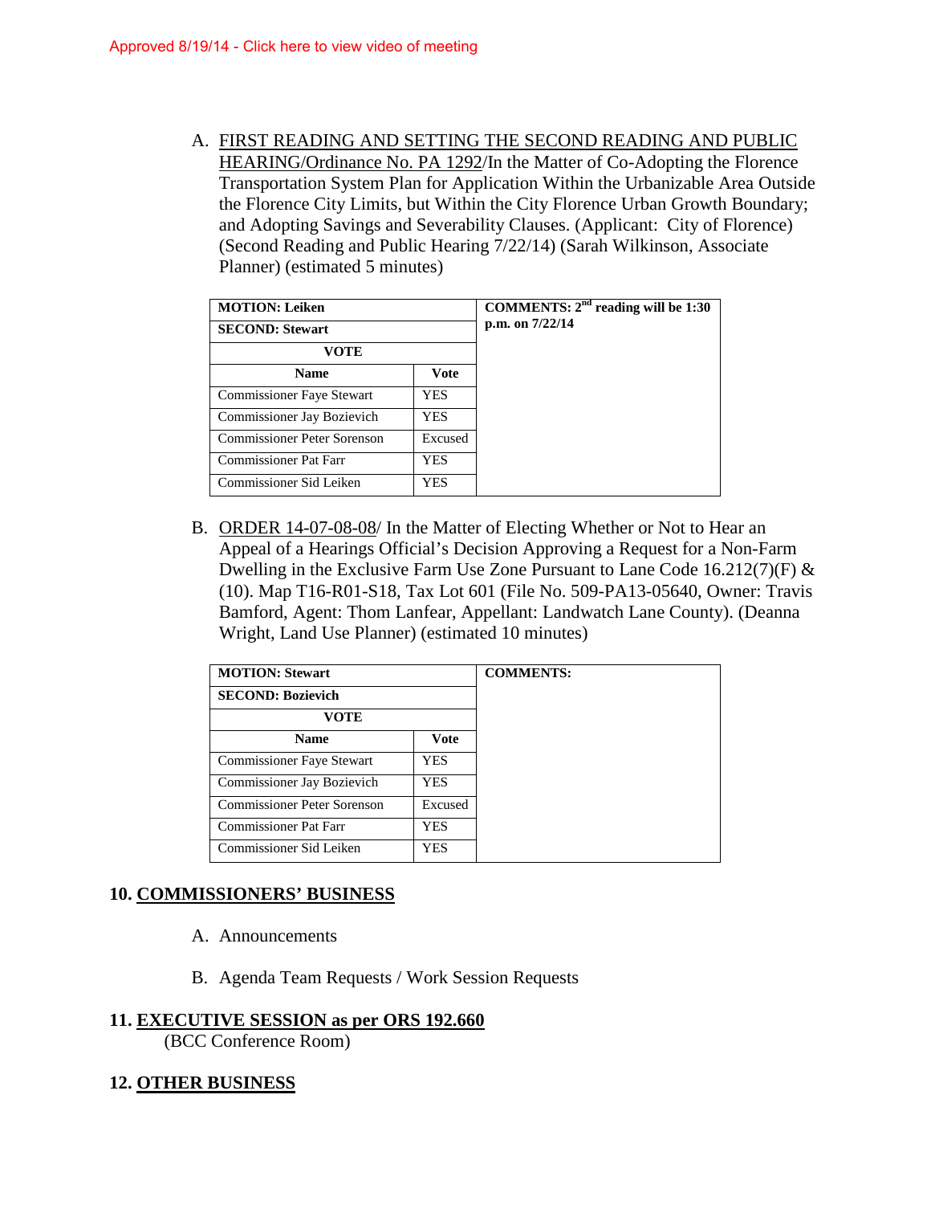Approved 8/19/14 - Click here to view video of meeting

A. FIRST READING AND SETTING THE SECOND READING AND PUBLIC HEARING/Ordinance No. PA 1292/In the Matter of Co-Adopting the Florence Transportation System Plan for Application Within the Urbanizable Area Outside the Florence City Limits, but Within the City Florence Urban Growth Boundary; and Adopting Savings and Severability Clauses. (Applicant: City of Florence) (Second Reading and Public Hearing 7/22/14) (Sarah Wilkinson, Associate Planner) (estimated 5 minutes)

| **MOTION: Leiken** | | **COMMENTS: 2nd reading will be 1:30 p.m. on 7/22/14** |
|---|---|---|
| **SECOND: Stewart** | | |
| **VOTE** | | |
| **Name** | **Vote** | |
| Commissioner Faye Stewart | YES | |
| Commissioner Jay Bozievich | YES | |
| Commissioner Peter Sorenson | Excused | |
| Commissioner Pat Farr | YES | |
| Commissioner Sid Leiken | YES | |

B. ORDER 14-07-08-08/ In the Matter of Electing Whether or Not to Hear an Appeal of a Hearings Official's Decision Approving a Request for a Non-Farm Dwelling in the Exclusive Farm Use Zone Pursuant to Lane Code 16.212(7)(F) & (10). Map T16-R01-S18, Tax Lot 601 (File No. 509-PA13-05640, Owner: Travis Bamford, Agent: Thom Lanfear, Appellant: Landwatch Lane County). (Deanna Wright, Land Use Planner) (estimated 10 minutes)

| **MOTION: Stewart** | | **COMMENTS:** |
|---|---|---|
| **SECOND: Bozievich** | | |
| **VOTE** | | |
| **Name** | **Vote** | |
| Commissioner Faye Stewart | YES | |
| Commissioner Jay Bozievich | YES | |
| Commissioner Peter Sorenson | Excused | |
| Commissioner Pat Farr | YES | |
| Commissioner Sid Leiken | YES | |

## 10. COMMISSIONERS' BUSINESS

A. Announcements

B. Agenda Team Requests / Work Session Requests

## 11. EXECUTIVE SESSION as per ORS 192.660

(BCC Conference Room)

## 12. OTHER BUSINESS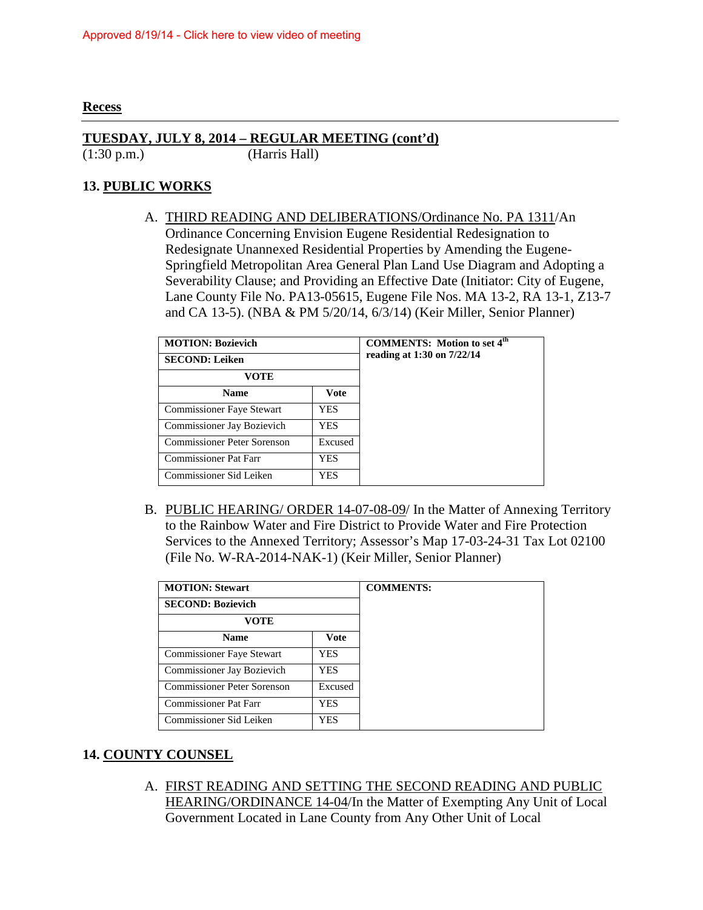Approved 8/19/14 - Click here to view video of meeting

**Recess**

---

**TUESDAY, JULY 8, 2014 – REGULAR MEETING (cont'd)**
(1:30 p.m.) (Harris Hall)

## 13. PUBLIC WORKS

A. THIRD READING AND DELIBERATIONS/Ordinance No. PA 1311/An Ordinance Concerning Envision Eugene Residential Redesignation to Redesignate Unannexed Residential Properties by Amending the Eugene-Springfield Metropolitan Area General Plan Land Use Diagram and Adopting a Severability Clause; and Providing an Effective Date (Initiator: City of Eugene, Lane County File No. PA13-05615, Eugene File Nos. MA 13-2, RA 13-1, Z13-7 and CA 13-5). (NBA & PM 5/20/14, 6/3/14) (Keir Miller, Senior Planner)

| MOTION: Bozievich | | COMMENTS: Motion to set 4th reading at 1:30 on 7/22/14 |
|---|---|---|
| SECOND: Leiken | | |
| VOTE | | |
| Name | Vote | |
| Commissioner Faye Stewart | YES | |
| Commissioner Jay Bozievich | YES | |
| Commissioner Peter Sorenson | Excused | |
| Commissioner Pat Farr | YES | |
| Commissioner Sid Leiken | YES | |

B. PUBLIC HEARING/ ORDER 14-07-08-09/ In the Matter of Annexing Territory to the Rainbow Water and Fire District to Provide Water and Fire Protection Services to the Annexed Territory; Assessor's Map 17-03-24-31 Tax Lot 02100 (File No. W-RA-2014-NAK-1) (Keir Miller, Senior Planner)

| MOTION: Stewart | | COMMENTS: |
|---|---|---|
| SECOND: Bozievich | | |
| VOTE | | |
| Name | Vote | |
| Commissioner Faye Stewart | YES | |
| Commissioner Jay Bozievich | YES | |
| Commissioner Peter Sorenson | Excused | |
| Commissioner Pat Farr | YES | |
| Commissioner Sid Leiken | YES | |

## 14. COUNTY COUNSEL

A. FIRST READING AND SETTING THE SECOND READING AND PUBLIC HEARING/ORDINANCE 14-04/In the Matter of Exempting Any Unit of Local Government Located in Lane County from Any Other Unit of Local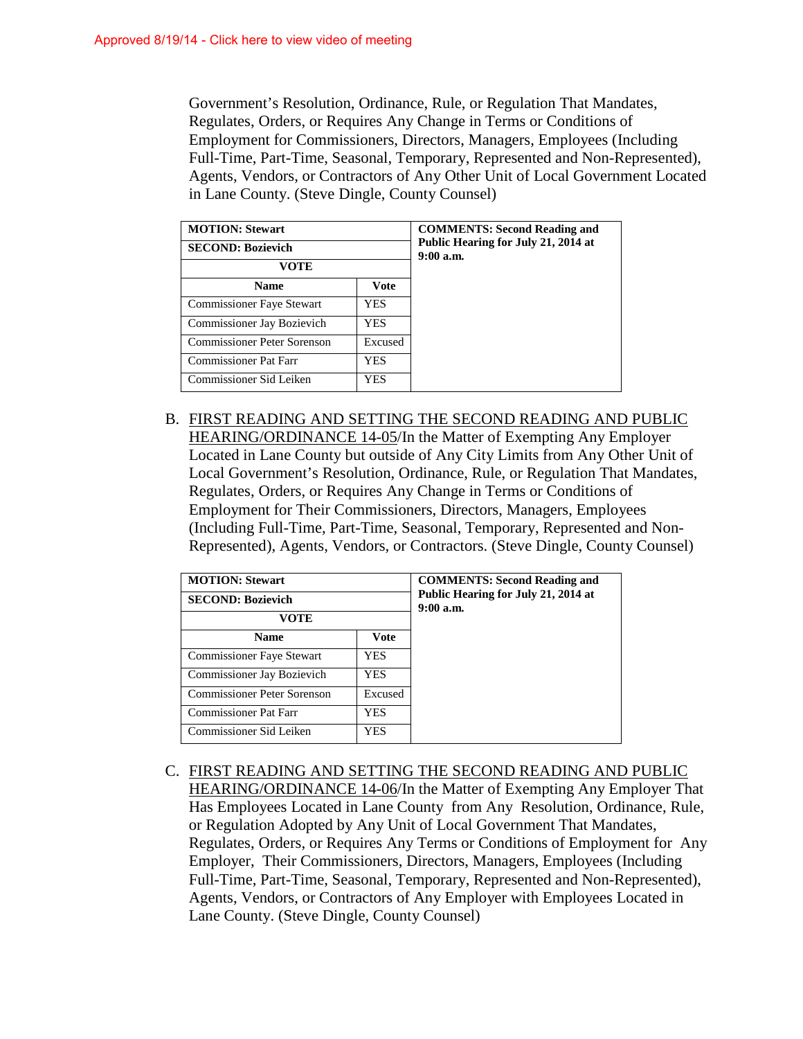Approved 8/19/14 - Click here to view video of meeting

Government's Resolution, Ordinance, Rule, or Regulation That Mandates, Regulates, Orders, or Requires Any Change in Terms or Conditions of Employment for Commissioners, Directors, Managers, Employees (Including Full-Time, Part-Time, Seasonal, Temporary, Represented and Non-Represented), Agents, Vendors, or Contractors of Any Other Unit of Local Government Located in Lane County. (Steve Dingle, County Counsel)

| **MOTION: Stewart** | | **COMMENTS: Second Reading and Public Hearing for July 21, 2014 at 9:00 a.m.** |
|---|---|---|
| **SECOND: Bozievich** | | |
| **VOTE** | | |
| **Name** | **Vote** | |
| Commissioner Faye Stewart | YES | |
| Commissioner Jay Bozievich | YES | |
| Commissioner Peter Sorenson | Excused | |
| Commissioner Pat Farr | YES | |
| Commissioner Sid Leiken | YES | |

B. FIRST READING AND SETTING THE SECOND READING AND PUBLIC HEARING/ORDINANCE 14-05/In the Matter of Exempting Any Employer Located in Lane County but outside of Any City Limits from Any Other Unit of Local Government's Resolution, Ordinance, Rule, or Regulation That Mandates, Regulates, Orders, or Requires Any Change in Terms or Conditions of Employment for Their Commissioners, Directors, Managers, Employees (Including Full-Time, Part-Time, Seasonal, Temporary, Represented and Non-Represented), Agents, Vendors, or Contractors. (Steve Dingle, County Counsel)

| **MOTION: Stewart** | | **COMMENTS: Second Reading and Public Hearing for July 21, 2014 at 9:00 a.m.** |
|---|---|---|
| **SECOND: Bozievich** | | |
| **VOTE** | | |
| **Name** | **Vote** | |
| Commissioner Faye Stewart | YES | |
| Commissioner Jay Bozievich | YES | |
| Commissioner Peter Sorenson | Excused | |
| Commissioner Pat Farr | YES | |
| Commissioner Sid Leiken | YES | |

C. FIRST READING AND SETTING THE SECOND READING AND PUBLIC HEARING/ORDINANCE 14-06/In the Matter of Exempting Any Employer That Has Employees Located in Lane County from Any Resolution, Ordinance, Rule, or Regulation Adopted by Any Unit of Local Government That Mandates, Regulates, Orders, or Requires Any Terms or Conditions of Employment for Any Employer, Their Commissioners, Directors, Managers, Employees (Including Full-Time, Part-Time, Seasonal, Temporary, Represented and Non-Represented), Agents, Vendors, or Contractors of Any Employer with Employees Located in Lane County. (Steve Dingle, County Counsel)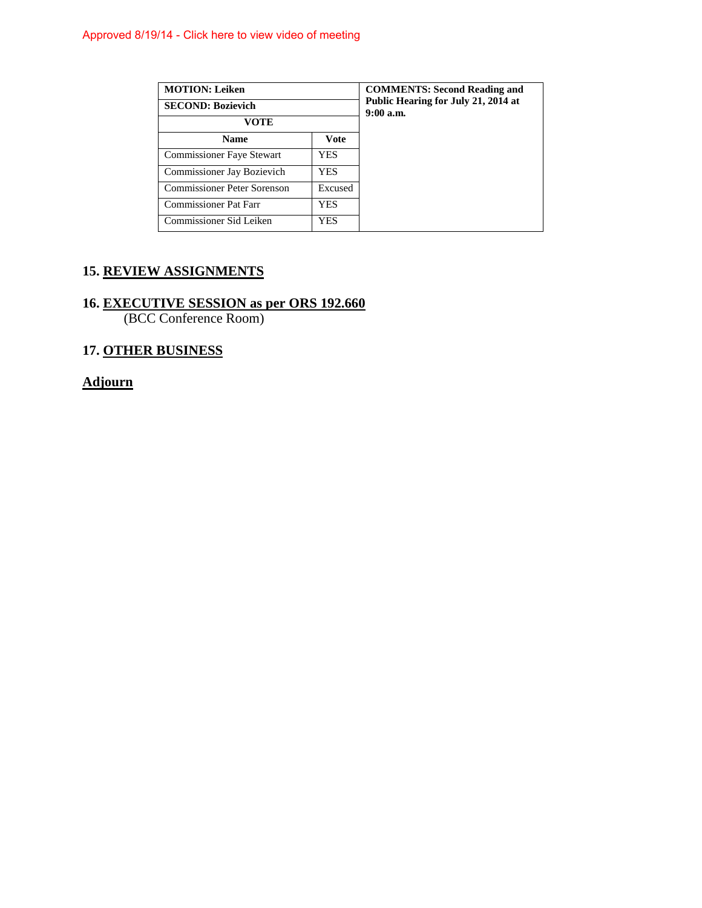Approved 8/19/14 - Click here to view video of meeting

| MOTION: Leiken | | COMMENTS: Second Reading and Public Hearing for July 21, 2014 at 9:00 a.m. |
| --- | --- | --- |
| SECOND: Bozievich | | |
| VOTE | | |
| Name | Vote | |
| Commissioner Faye Stewart | YES | |
| Commissioner Jay Bozievich | YES | |
| Commissioner Peter Sorenson | Excused | |
| Commissioner Pat Farr | YES | |
| Commissioner Sid Leiken | YES | |

## 15. REVIEW ASSIGNMENTS

## 16. EXECUTIVE SESSION as per ORS 192.660

(BCC Conference Room)

## 17. OTHER BUSINESS

## Adjourn